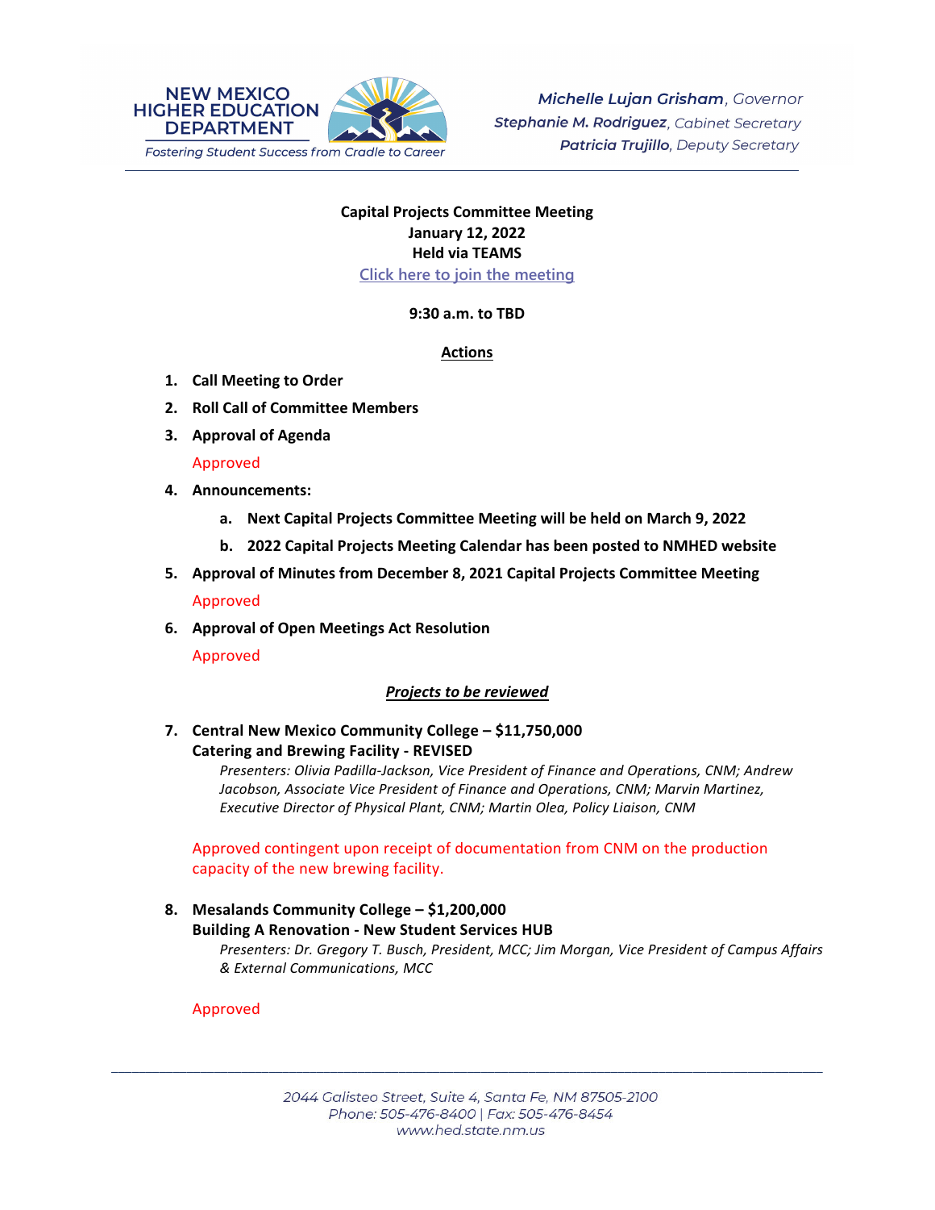NEW MEXICO HIGHER EDUCATION DEPARTMENT

*Fostering Student Success from Cradle to Career*

***Michelle Lujan Grisham**, Governor*
***Stephanie M. Rodriguez**, Cabinet Secretary*
***Patricia Trujillo**, Deputy Secretary*

**Capital Projects Committee Meeting**
**January 12, 2022**
**Held via TEAMS**
Click here to join the meeting

**9:30 a.m. to TBD**

**Actions**

1. **Call Meeting to Order**
2. **Roll Call of Committee Members**
3. **Approval of Agenda**

   Approved

4. **Announcements:**
   a. **Next Capital Projects Committee Meeting will be held on March 9, 2022**
   b. **2022 Capital Projects Meeting Calendar has been posted to NMHED website**

5. **Approval of Minutes from December 8, 2021 Capital Projects Committee Meeting**

   Approved

6. **Approval of Open Meetings Act Resolution**

   Approved

***Projects to be reviewed***

7. **Central New Mexico Community College – $11,750,000**
   **Catering and Brewing Facility - REVISED**
   *Presenters: Olivia Padilla-Jackson, Vice President of Finance and Operations, CNM; Andrew Jacobson, Associate Vice President of Finance and Operations, CNM; Marvin Martinez, Executive Director of Physical Plant, CNM; Martin Olea, Policy Liaison, CNM*

   Approved contingent upon receipt of documentation from CNM on the production capacity of the new brewing facility.

8. **Mesalands Community College – $1,200,000**
   **Building A Renovation - New Student Services HUB**
   *Presenters: Dr. Gregory T. Busch, President, MCC; Jim Morgan, Vice President of Campus Affairs & External Communications, MCC*

   Approved

2044 Galisteo Street, Suite 4, Santa Fe, NM 87505-2100
Phone: 505-476-8400 | Fax: 505-476-8454
www.hed.state.nm.us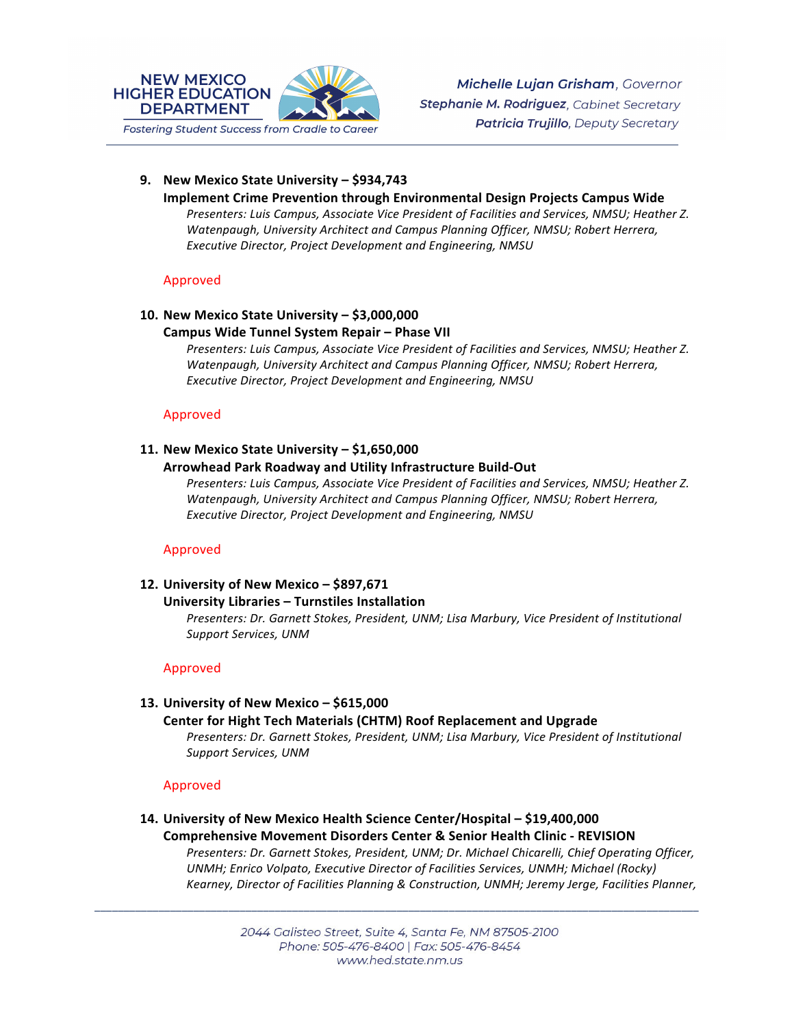9. **New Mexico State University – $934,743**
   **Implement Crime Prevention through Environmental Design Projects Campus Wide**
   *Presenters: Luis Campus, Associate Vice President of Facilities and Services, NMSU; Heather Z. Watenpaugh, University Architect and Campus Planning Officer, NMSU; Robert Herrera, Executive Director, Project Development and Engineering, NMSU*

   Approved

10. **New Mexico State University – $3,000,000**
    **Campus Wide Tunnel System Repair – Phase VII**
    *Presenters: Luis Campus, Associate Vice President of Facilities and Services, NMSU; Heather Z. Watenpaugh, University Architect and Campus Planning Officer, NMSU; Robert Herrera, Executive Director, Project Development and Engineering, NMSU*

    Approved

11. **New Mexico State University – $1,650,000**
    **Arrowhead Park Roadway and Utility Infrastructure Build-Out**
    *Presenters: Luis Campus, Associate Vice President of Facilities and Services, NMSU; Heather Z. Watenpaugh, University Architect and Campus Planning Officer, NMSU; Robert Herrera, Executive Director, Project Development and Engineering, NMSU*

    Approved

12. **University of New Mexico – $897,671**
    **University Libraries – Turnstiles Installation**
    *Presenters: Dr. Garnett Stokes, President, UNM; Lisa Marbury, Vice President of Institutional Support Services, UNM*

    Approved

13. **University of New Mexico – $615,000**
    **Center for Hight Tech Materials (CHTM) Roof Replacement and Upgrade**
    *Presenters: Dr. Garnett Stokes, President, UNM; Lisa Marbury, Vice President of Institutional Support Services, UNM*

    Approved

14. **University of New Mexico Health Science Center/Hospital – $19,400,000**
    **Comprehensive Movement Disorders Center & Senior Health Clinic - REVISION**
    *Presenters: Dr. Garnett Stokes, President, UNM; Dr. Michael Chicarelli, Chief Operating Officer, UNMH; Enrico Volpato, Executive Director of Facilities Services, UNMH; Michael (Rocky) Kearney, Director of Facilities Planning & Construction, UNMH; Jeremy Jerge, Facilities Planner,*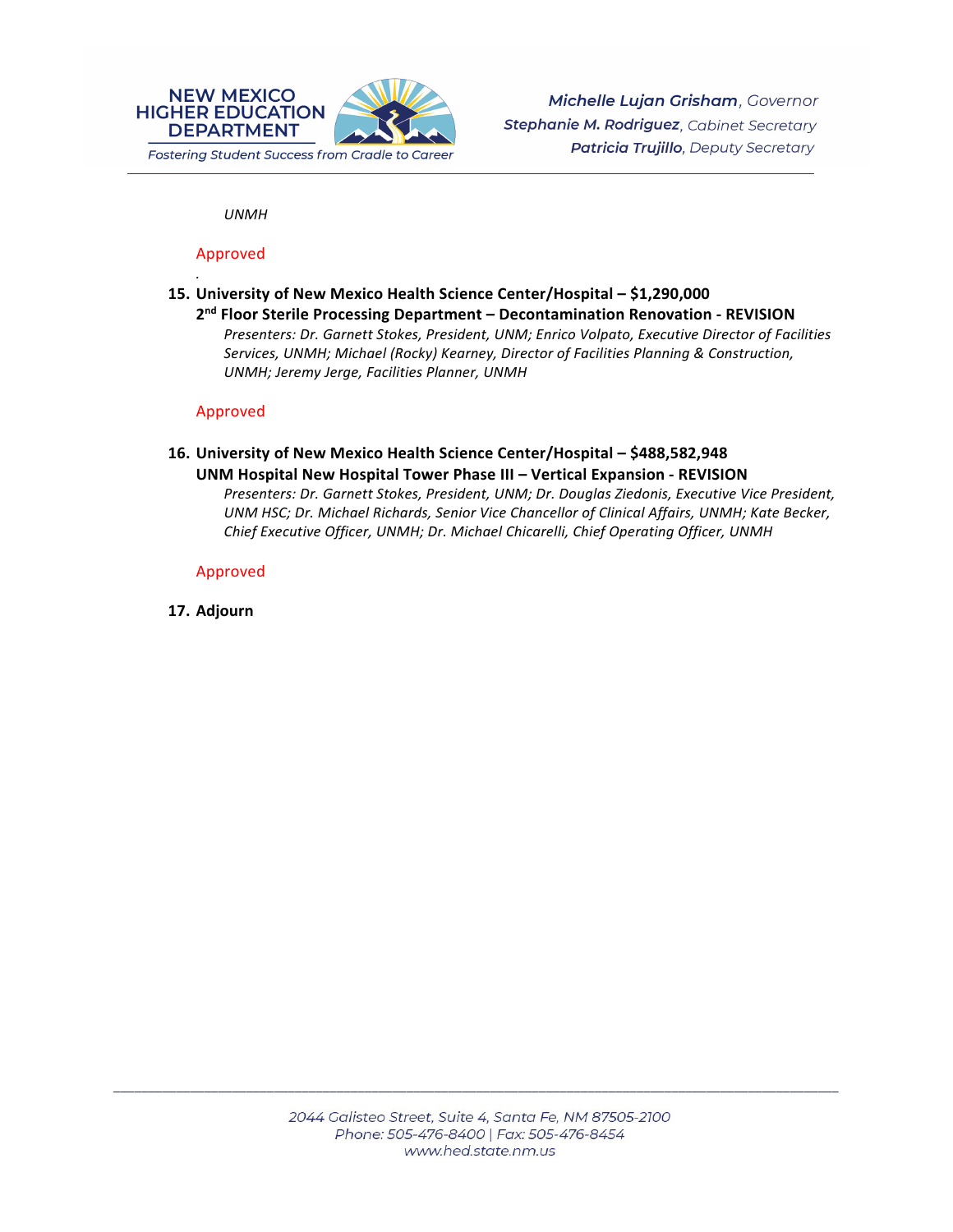*UNMH*

Approved

.

15. **University of New Mexico Health Science Center/Hospital – $1,290,000**
    **2nd Floor Sterile Processing Department – Decontamination Renovation - REVISION**
    *Presenters: Dr. Garnett Stokes, President, UNM; Enrico Volpato, Executive Director of Facilities Services, UNMH; Michael (Rocky) Kearney, Director of Facilities Planning & Construction, UNMH; Jeremy Jerge, Facilities Planner, UNMH*

    Approved

16. **University of New Mexico Health Science Center/Hospital – $488,582,948**
    **UNM Hospital New Hospital Tower Phase III – Vertical Expansion - REVISION**
    *Presenters: Dr. Garnett Stokes, President, UNM; Dr. Douglas Ziedonis, Executive Vice President, UNM HSC; Dr. Michael Richards, Senior Vice Chancellor of Clinical Affairs, UNMH; Kate Becker, Chief Executive Officer, UNMH; Dr. Michael Chicarelli, Chief Operating Officer, UNMH*

    Approved

17. **Adjourn**